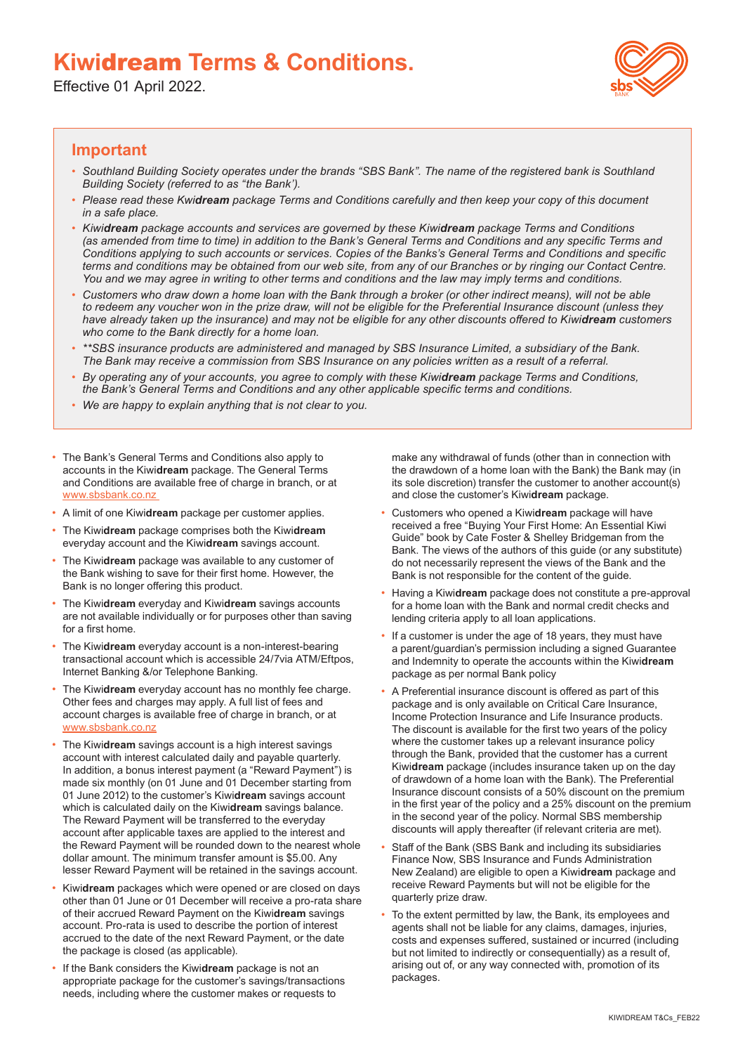# Kiwi**dream** Terms & Conditions.

Effective 01 April 2022.

## Important

- *Southland Building Society operates under the brands "SBS Bank". The name of the registered bank is Southland Building Society (referred to as "the Bank').*
- *Please read these Kwi**dream** package Terms and Conditions carefully and then keep your copy of this document in a safe place.*
- *Kiwi**dream** package accounts and services are governed by these Kiwi**dream** package Terms and Conditions (as amended from time to time) in addition to the Bank's General Terms and Conditions and any specific Terms and Conditions applying to such accounts or services. Copies of the Banks's General Terms and Conditions and specific terms and conditions may be obtained from our web site, from any of our Branches or by ringing our Contact Centre. You and we may agree in writing to other terms and conditions and the law may imply terms and conditions.*
- *Customers who draw down a home loan with the Bank through a broker (or other indirect means), will not be able to redeem any voucher won in the prize draw, will not be eligible for the Preferential Insurance discount (unless they have already taken up the insurance) and may not be eligible for any other discounts offered to Kiwi**dream** customers who come to the Bank directly for a home loan.*
- *\*\*SBS insurance products are administered and managed by SBS Insurance Limited, a subsidiary of the Bank. The Bank may receive a commission from SBS Insurance on any policies written as a result of a referral.*
- *By operating any of your accounts, you agree to comply with these Kiwi**dream** package Terms and Conditions, the Bank's General Terms and Conditions and any other applicable specific terms and conditions.*
- *We are happy to explain anything that is not clear to you.*

- The Bank's General Terms and Conditions also apply to accounts in the Kiwi**dream** package. The General Terms and Conditions are available free of charge in branch, or at www.sbsbank.co.nz
- A limit of one Kiwi**dream** package per customer applies.
- The Kiwi**dream** package comprises both the Kiwi**dream** everyday account and the Kiwi**dream** savings account.
- The Kiwi**dream** package was available to any customer of the Bank wishing to save for their first home. However, the Bank is no longer offering this product.
- The Kiwi**dream** everyday and Kiwi**dream** savings accounts are not available individually or for purposes other than saving for a first home.
- The Kiwi**dream** everyday account is a non-interest-bearing transactional account which is accessible 24/7via ATM/Eftpos, Internet Banking &/or Telephone Banking.
- The Kiwi**dream** everyday account has no monthly fee charge. Other fees and charges may apply. A full list of fees and account charges is available free of charge in branch, or at www.sbsbank.co.nz
- The Kiwi**dream** savings account is a high interest savings account with interest calculated daily and payable quarterly. In addition, a bonus interest payment (a "Reward Payment") is made six monthly (on 01 June and 01 December starting from 01 June 2012) to the customer's Kiwi**dream** savings account which is calculated daily on the Kiwi**dream** savings balance. The Reward Payment will be transferred to the everyday account after applicable taxes are applied to the interest and the Reward Payment will be rounded down to the nearest whole dollar amount. The minimum transfer amount is $5.00. Any lesser Reward Payment will be retained in the savings account.
- Kiwi**dream** packages which were opened or are closed on days other than 01 June or 01 December will receive a pro-rata share of their accrued Reward Payment on the Kiwi**dream** savings account. Pro-rata is used to describe the portion of interest accrued to the date of the next Reward Payment, or the date the package is closed (as applicable).
- If the Bank considers the Kiwi**dream** package is not an appropriate package for the customer's savings/transactions needs, including where the customer makes or requests to make any withdrawal of funds (other than in connection with the drawdown of a home loan with the Bank) the Bank may (in its sole discretion) transfer the customer to another account(s) and close the customer's Kiwi**dream** package.
- Customers who opened a Kiwi**dream** package will have received a free "Buying Your First Home: An Essential Kiwi Guide" book by Cate Foster & Shelley Bridgeman from the Bank. The views of the authors of this guide (or any substitute) do not necessarily represent the views of the Bank and the Bank is not responsible for the content of the guide.
- Having a Kiwi**dream** package does not constitute a pre-approval for a home loan with the Bank and normal credit checks and lending criteria apply to all loan applications.
- If a customer is under the age of 18 years, they must have a parent/guardian's permission including a signed Guarantee and Indemnity to operate the accounts within the Kiwi**dream** package as per normal Bank policy
- A Preferential insurance discount is offered as part of this package and is only available on Critical Care Insurance, Income Protection Insurance and Life Insurance products. The discount is available for the first two years of the policy where the customer takes up a relevant insurance policy through the Bank, provided that the customer has a current Kiwi**dream** package (includes insurance taken up on the day of drawdown of a home loan with the Bank). The Preferential Insurance discount consists of a 50% discount on the premium in the first year of the policy and a 25% discount on the premium in the second year of the policy. Normal SBS membership discounts will apply thereafter (if relevant criteria are met).
- Staff of the Bank (SBS Bank and including its subsidiaries Finance Now, SBS Insurance and Funds Administration New Zealand) are eligible to open a Kiwi**dream** package and receive Reward Payments but will not be eligible for the quarterly prize draw.
- To the extent permitted by law, the Bank, its employees and agents shall not be liable for any claims, damages, injuries, costs and expenses suffered, sustained or incurred (including but not limited to indirectly or consequentially) as a result of, arising out of, or any way connected with, promotion of its packages.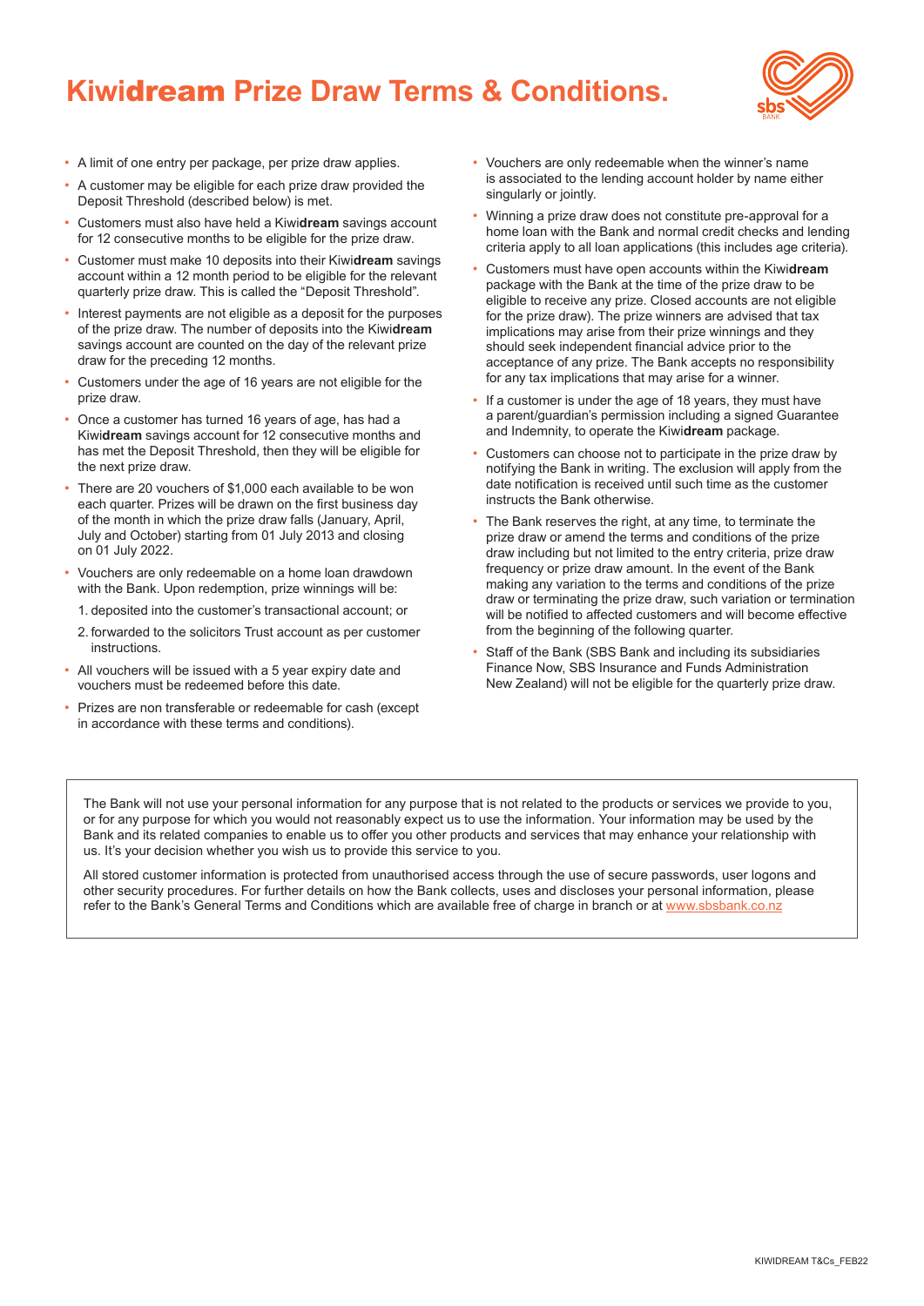# Kiwi**dream** Prize Draw Terms & Conditions.

- A limit of one entry per package, per prize draw applies.
- A customer may be eligible for each prize draw provided the Deposit Threshold (described below) is met.
- Customers must also have held a Kiwi**dream** savings account for 12 consecutive months to be eligible for the prize draw.
- Customer must make 10 deposits into their Kiwi**dream** savings account within a 12 month period to be eligible for the relevant quarterly prize draw. This is called the "Deposit Threshold".
- Interest payments are not eligible as a deposit for the purposes of the prize draw. The number of deposits into the Kiwi**dream** savings account are counted on the day of the relevant prize draw for the preceding 12 months.
- Customers under the age of 16 years are not eligible for the prize draw.
- Once a customer has turned 16 years of age, has had a Kiwi**dream** savings account for 12 consecutive months and has met the Deposit Threshold, then they will be eligible for the next prize draw.
- There are 20 vouchers of $1,000 each available to be won each quarter. Prizes will be drawn on the first business day of the month in which the prize draw falls (January, April, July and October) starting from 01 July 2013 and closing on 01 July 2022.
- Vouchers are only redeemable on a home loan drawdown with the Bank. Upon redemption, prize winnings will be:
  1. deposited into the customer's transactional account; or
  2. forwarded to the solicitors Trust account as per customer instructions.
- All vouchers will be issued with a 5 year expiry date and vouchers must be redeemed before this date.
- Prizes are non transferable or redeemable for cash (except in accordance with these terms and conditions).
- Vouchers are only redeemable when the winner's name is associated to the lending account holder by name either singularly or jointly.
- Winning a prize draw does not constitute pre-approval for a home loan with the Bank and normal credit checks and lending criteria apply to all loan applications (this includes age criteria).
- Customers must have open accounts within the Kiwi**dream** package with the Bank at the time of the prize draw to be eligible to receive any prize. Closed accounts are not eligible for the prize draw). The prize winners are advised that tax implications may arise from their prize winnings and they should seek independent financial advice prior to the acceptance of any prize. The Bank accepts no responsibility for any tax implications that may arise for a winner.
- If a customer is under the age of 18 years, they must have a parent/guardian's permission including a signed Guarantee and Indemnity, to operate the Kiwi**dream** package.
- Customers can choose not to participate in the prize draw by notifying the Bank in writing. The exclusion will apply from the date notification is received until such time as the customer instructs the Bank otherwise.
- The Bank reserves the right, at any time, to terminate the prize draw or amend the terms and conditions of the prize draw including but not limited to the entry criteria, prize draw frequency or prize draw amount. In the event of the Bank making any variation to the terms and conditions of the prize draw or terminating the prize draw, such variation or termination will be notified to affected customers and will become effective from the beginning of the following quarter.
- Staff of the Bank (SBS Bank and including its subsidiaries Finance Now, SBS Insurance and Funds Administration New Zealand) will not be eligible for the quarterly prize draw.

The Bank will not use your personal information for any purpose that is not related to the products or services we provide to you, or for any purpose for which you would not reasonably expect us to use the information. Your information may be used by the Bank and its related companies to enable us to offer you other products and services that may enhance your relationship with us. It's your decision whether you wish us to provide this service to you.

All stored customer information is protected from unauthorised access through the use of secure passwords, user logons and other security procedures. For further details on how the Bank collects, uses and discloses your personal information, please refer to the Bank's General Terms and Conditions which are available free of charge in branch or at www.sbsbank.co.nz

KIWIDREAM T&Cs_FEB22